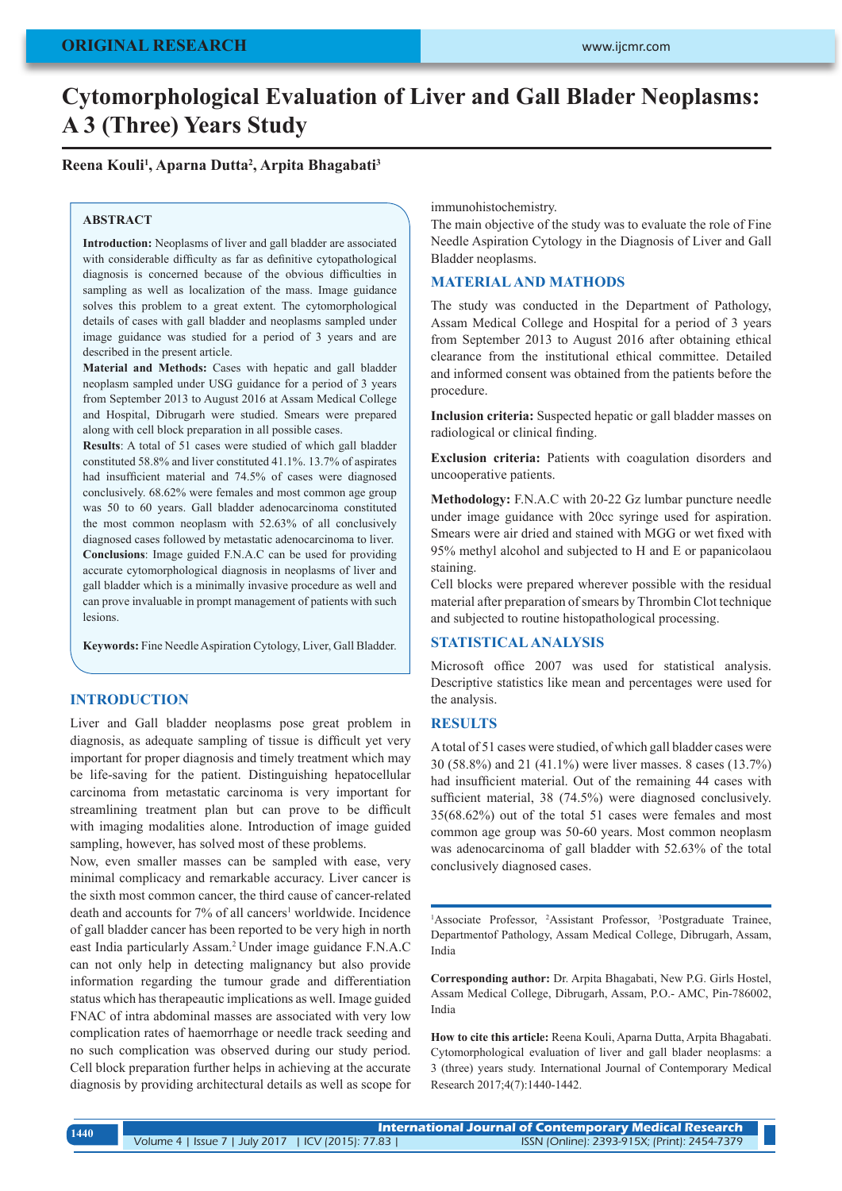ORIGINAL RESEARCH

# Cytomorphological Evaluation of Liver and Gall Blader Neoplasms: A 3 (Three) Years Study

**Reena Kouli[1], Aparna Dutta[2], Arpita Bhagabati[3]**

## ABSTRACT

**Introduction:** Neoplasms of liver and gall bladder are associated with considerable difficulty as far as definitive cytopathological diagnosis is concerned because of the obvious difficulties in sampling as well as localization of the mass. Image guidance solves this problem to a great extent. The cytomorphological details of cases with gall bladder and neoplasms sampled under image guidance was studied for a period of 3 years and are described in the present article.
**Material and Methods:** Cases with hepatic and gall bladder neoplasm sampled under USG guidance for a period of 3 years from September 2013 to August 2016 at Assam Medical College and Hospital, Dibrugarh were studied. Smears were prepared along with cell block preparation in all possible cases.
**Results**: A total of 51 cases were studied of which gall bladder constituted 58.8% and liver constituted 41.1%. 13.7% of aspirates had insufficient material and 74.5% of cases were diagnosed conclusively. 68.62% were females and most common age group was 50 to 60 years. Gall bladder adenocarcinoma constituted the most common neoplasm with 52.63% of all conclusively diagnosed cases followed by metastatic adenocarcinoma to liver.
**Conclusions**: Image guided F.N.A.C can be used for providing accurate cytomorphological diagnosis in neoplasms of liver and gall bladder which is a minimally invasive procedure as well and can prove invaluable in prompt management of patients with such lesions.

**Keywords:** Fine Needle Aspiration Cytology, Liver, Gall Bladder.

## INTRODUCTION

Liver and Gall bladder neoplasms pose great problem in diagnosis, as adequate sampling of tissue is difficult yet very important for proper diagnosis and timely treatment which may be life-saving for the patient. Distinguishing hepatocellular carcinoma from metastatic carcinoma is very important for streamlining treatment plan but can prove to be difficult with imaging modalities alone. Introduction of image guided sampling, however, has solved most of these problems.

Now, even smaller masses can be sampled with ease, very minimal complicacy and remarkable accuracy. Liver cancer is the sixth most common cancer, the third cause of cancer-related death and accounts for 7% of all cancers[1] worldwide. Incidence of gall bladder cancer has been reported to be very high in north east India particularly Assam.[2] Under image guidance F.N.A.C can not only help in detecting malignancy but also provide information regarding the tumour grade and differentiation status which has therapeautic implications as well. Image guided FNAC of intra abdominal masses are associated with very low complication rates of haemorrhage or needle track seeding and no such complication was observed during our study period. Cell block preparation further helps in achieving at the accurate diagnosis by providing architectural details as well as scope for immunohistochemistry.

The main objective of the study was to evaluate the role of Fine Needle Aspiration Cytology in the Diagnosis of Liver and Gall Bladder neoplasms.

## MATERIAL AND MATHODS

The study was conducted in the Department of Pathology, Assam Medical College and Hospital for a period of 3 years from September 2013 to August 2016 after obtaining ethical clearance from the institutional ethical committee. Detailed and informed consent was obtained from the patients before the procedure.

**Inclusion criteria:** Suspected hepatic or gall bladder masses on radiological or clinical finding.

**Exclusion criteria:** Patients with coagulation disorders and uncooperative patients.

**Methodology:** F.N.A.C with 20-22 Gz lumbar puncture needle under image guidance with 20cc syringe used for aspiration. Smears were air dried and stained with MGG or wet fixed with 95% methyl alcohol and subjected to H and E or papanicolaou staining.

Cell blocks were prepared wherever possible with the residual material after preparation of smears by Thrombin Clot technique and subjected to routine histopathological processing.

## STATISTICAL ANALYSIS

Microsoft office 2007 was used for statistical analysis. Descriptive statistics like mean and percentages were used for the analysis.

## RESULTS

A total of 51 cases were studied, of which gall bladder cases were 30 (58.8%) and 21 (41.1%) were liver masses. 8 cases (13.7%) had insufficient material. Out of the remaining 44 cases with sufficient material, 38 (74.5%) were diagnosed conclusively. 35(68.62%) out of the total 51 cases were females and most common age group was 50-60 years. Most common neoplasm was adenocarcinoma of gall bladder with 52.63% of the total conclusively diagnosed cases.

---

[1]Associate Professor, [2]Assistant Professor, [3]Postgraduate Trainee, Departmentof Pathology, Assam Medical College, Dibrugarh, Assam, India

**Corresponding author:** Dr. Arpita Bhagabati, New P.G. Girls Hostel, Assam Medical College, Dibrugarh, Assam, P.O.- AMC, Pin-786002, India

**How to cite this article:** Reena Kouli, Aparna Dutta, Arpita Bhagabati. Cytomorphological evaluation of liver and gall blader neoplasms: a 3 (three) years study. International Journal of Contemporary Medical Research 2017;4(7):1440-1442.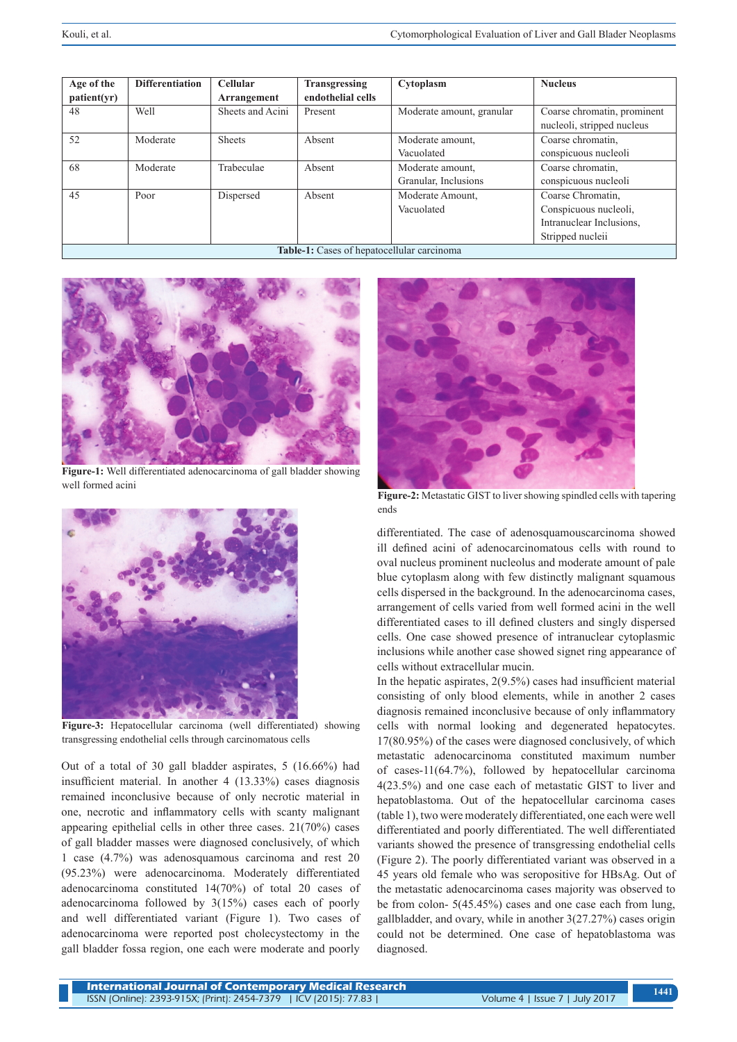| Age of the patient(yr) | Differentiation | Cellular Arrangement | Transgressing endothelial cells | Cytoplasm | Nucleus |
|---|---|---|---|---|---|
| 48 | Well | Sheets and Acini | Present | Moderate amount, granular | Coarse chromatin, prominent nucleoli, stripped nucleus |
| 52 | Moderate | Sheets | Absent | Moderate amount, Vacuolated | Coarse chromatin, conspicuous nucleoli |
| 68 | Moderate | Trabeculae | Absent | Moderate amount, Granular, Inclusions | Coarse chromatin, conspicuous nucleoli |
| 45 | Poor | Dispersed | Absent | Moderate Amount, Vacuolated | Coarse Chromatin, Conspicuous nucleoli, Intranuclear Inclusions, Stripped nucleii |

**Table-1:** Cases of hepatocellular carcinoma

**Figure-1:** Well differentiated adenocarcinoma of gall bladder showing well formed acini

**Figure-2:** Metastatic GIST to liver showing spindled cells with tapering ends

**Figure-3:** Hepatocellular carcinoma (well differentiated) showing transgressing endothelial cells through carcinomatous cells

Out of a total of 30 gall bladder aspirates, 5 (16.66%) had insufficient material. In another 4 (13.33%) cases diagnosis remained inconclusive because of only necrotic material in one, necrotic and inflammatory cells with scanty malignant appearing epithelial cells in other three cases. 21(70%) cases of gall bladder masses were diagnosed conclusively, of which 1 case (4.7%) was adenosquamous carcinoma and rest 20 (95.23%) were adenocarcinoma. Moderately differentiated adenocarcinoma constituted 14(70%) of total 20 cases of adenocarcinoma followed by 3(15%) cases each of poorly and well differentiated variant (Figure 1). Two cases of adenocarcinoma were reported post cholecystectomy in the gall bladder fossa region, one each were moderate and poorly differentiated. The case of adenosquamouscarcinoma showed ill defined acini of adenocarcinomatous cells with round to oval nucleus prominent nucleolus and moderate amount of pale blue cytoplasm along with few distinctly malignant squamous cells dispersed in the background. In the adenocarcinoma cases, arrangement of cells varied from well formed acini in the well differentiated cases to ill defined clusters and singly dispersed cells. One case showed presence of intranuclear cytoplasmic inclusions while another case showed signet ring appearance of cells without extracellular mucin.

In the hepatic aspirates, 2(9.5%) cases had insufficient material consisting of only blood elements, while in another 2 cases diagnosis remained inconclusive because of only inflammatory cells with normal looking and degenerated hepatocytes. 17(80.95%) of the cases were diagnosed conclusively, of which metastatic adenocarcinoma constituted maximum number of cases-11(64.7%), followed by hepatocellular carcinoma 4(23.5%) and one case each of metastatic GIST to liver and hepatoblastoma. Out of the hepatocellular carcinoma cases (table 1), two were moderately differentiated, one each were well differentiated and poorly differentiated. The well differentiated variants showed the presence of transgressing endothelial cells (Figure 2). The poorly differentiated variant was observed in a 45 years old female who was seropositive for HBsAg. Out of the metastatic adenocarcinoma cases majority was observed to be from colon- 5(45.45%) cases and one case each from lung, gallbladder, and ovary, while in another 3(27.27%) cases origin could not be determined. One case of hepatoblastoma was diagnosed.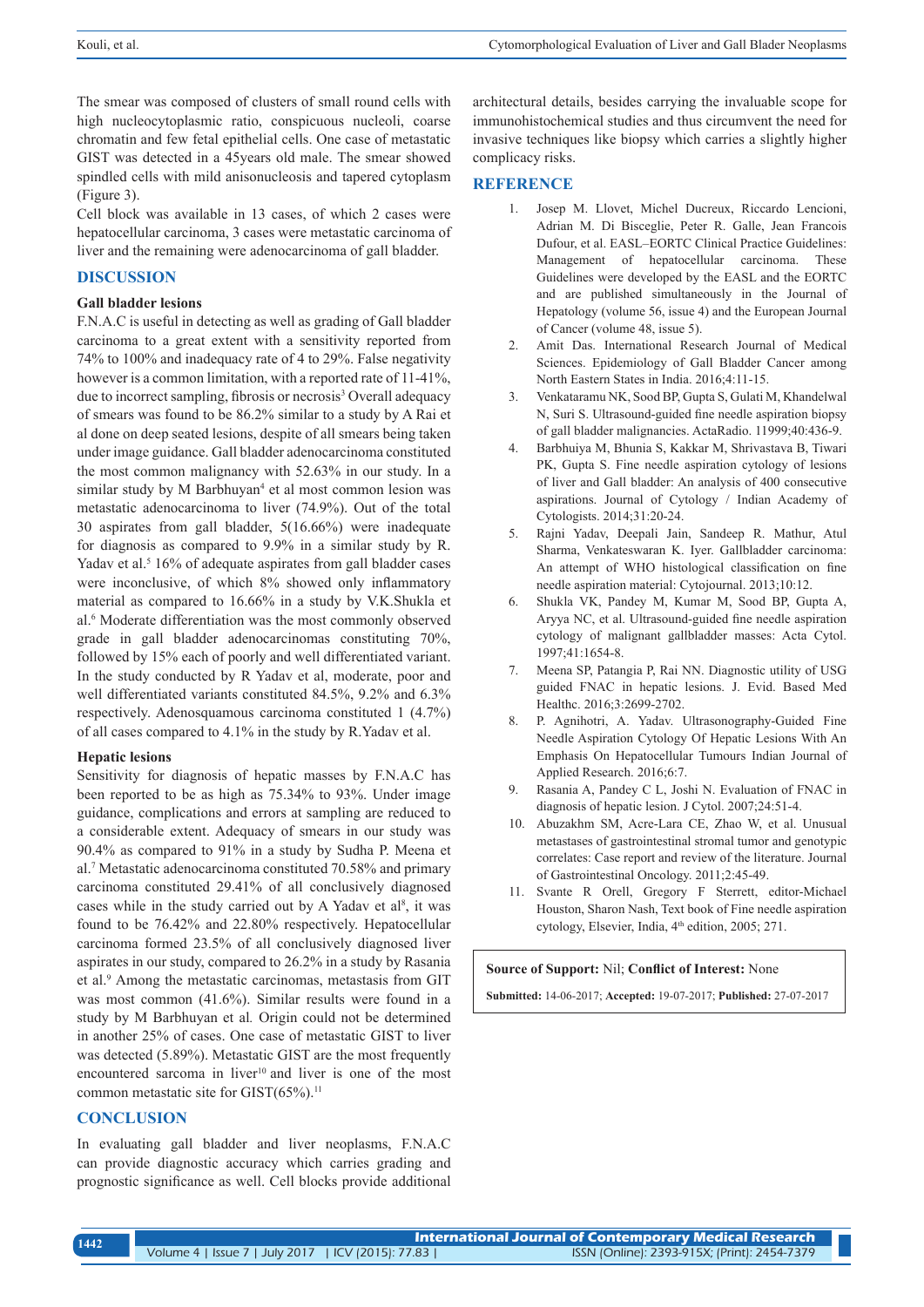The smear was composed of clusters of small round cells with high nucleocytoplasmic ratio, conspicuous nucleoli, coarse chromatin and few fetal epithelial cells. One case of metastatic GIST was detected in a 45years old male. The smear showed spindled cells with mild anisonucleosis and tapered cytoplasm (Figure 3).

Cell block was available in 13 cases, of which 2 cases were hepatocellular carcinoma, 3 cases were metastatic carcinoma of liver and the remaining were adenocarcinoma of gall bladder.

## DISCUSSION

### Gall bladder lesions

F.N.A.C is useful in detecting as well as grading of Gall bladder carcinoma to a great extent with a sensitivity reported from 74% to 100% and inadequacy rate of 4 to 29%. False negativity however is a common limitation, with a reported rate of 11-41%, due to incorrect sampling, fibrosis or necrosis[3] Overall adequacy of smears was found to be 86.2% similar to a study by A Rai et al done on deep seated lesions, despite of all smears being taken under image guidance. Gall bladder adenocarcinoma constituted the most common malignancy with 52.63% in our study. In a similar study by M Barbhuyan[4] et al most common lesion was metastatic adenocarcinoma to liver (74.9%). Out of the total 30 aspirates from gall bladder, 5(16.66%) were inadequate for diagnosis as compared to 9.9% in a similar study by R. Yadav et al.[5] 16% of adequate aspirates from gall bladder cases were inconclusive, of which 8% showed only inflammatory material as compared to 16.66% in a study by V.K.Shukla et al.[6] Moderate differentiation was the most commonly observed grade in gall bladder adenocarcinomas constituting 70%, followed by 15% each of poorly and well differentiated variant. In the study conducted by R Yadav et al, moderate, poor and well differentiated variants constituted 84.5%, 9.2% and 6.3% respectively. Adenosquamous carcinoma constituted 1 (4.7%) of all cases compared to 4.1% in the study by R.Yadav et al.

### Hepatic lesions

Sensitivity for diagnosis of hepatic masses by F.N.A.C has been reported to be as high as 75.34% to 93%. Under image guidance, complications and errors at sampling are reduced to a considerable extent. Adequacy of smears in our study was 90.4% as compared to 91% in a study by Sudha P. Meena et al.[7] Metastatic adenocarcinoma constituted 70.58% and primary carcinoma constituted 29.41% of all conclusively diagnosed cases while in the study carried out by A Yadav et al[8], it was found to be 76.42% and 22.80% respectively. Hepatocellular carcinoma formed 23.5% of all conclusively diagnosed liver aspirates in our study, compared to 26.2% in a study by Rasania et al.[9] Among the metastatic carcinomas, metastasis from GIT was most common (41.6%). Similar results were found in a study by M Barbhuyan et al*.* Origin could not be determined in another 25% of cases. One case of metastatic GIST to liver was detected (5.89%). Metastatic GIST are the most frequently encountered sarcoma in liver[10] and liver is one of the most common metastatic site for GIST(65%).[11]

## CONCLUSION

In evaluating gall bladder and liver neoplasms, F.N.A.C can provide diagnostic accuracy which carries grading and prognostic significance as well. Cell blocks provide additional architectural details, besides carrying the invaluable scope for immunohistochemical studies and thus circumvent the need for invasive techniques like biopsy which carries a slightly higher complicacy risks.

## REFERENCE

1. Josep M. Llovet, Michel Ducreux, Riccardo Lencioni, Adrian M. Di Bisceglie, Peter R. Galle, Jean Francois Dufour, et al. EASL–EORTC Clinical Practice Guidelines: Management of hepatocellular carcinoma. These Guidelines were developed by the EASL and the EORTC and are published simultaneously in the Journal of Hepatology (volume 56, issue 4) and the European Journal of Cancer (volume 48, issue 5).
2. Amit Das. International Research Journal of Medical Sciences. Epidemiology of Gall Bladder Cancer among North Eastern States in India. 2016;4:11-15.
3. Venkataramu NK, Sood BP, Gupta S, Gulati M, Khandelwal N, Suri S. Ultrasound-guided fine needle aspiration biopsy of gall bladder malignancies. ActaRadio. 11999;40:436-9.
4. Barbhuiya M, Bhunia S, Kakkar M, Shrivastava B, Tiwari PK, Gupta S. Fine needle aspiration cytology of lesions of liver and Gall bladder: An analysis of 400 consecutive aspirations. Journal of Cytology / Indian Academy of Cytologists. 2014;31:20-24.
5. Rajni Yadav, Deepali Jain, Sandeep R. Mathur, Atul Sharma, Venkateswaran K. Iyer. Gallbladder carcinoma: An attempt of WHO histological classification on fine needle aspiration material: Cytojournal. 2013;10:12.
6. Shukla VK, Pandey M, Kumar M, Sood BP, Gupta A, Aryya NC, et al. Ultrasound-guided fine needle aspiration cytology of malignant gallbladder masses: Acta Cytol. 1997;41:1654-8.
7. Meena SP, Patangia P, Rai NN. Diagnostic utility of USG guided FNAC in hepatic lesions. J. Evid. Based Med Healthc. 2016;3:2699-2702.
8. P. Agnihotri, A. Yadav. Ultrasonography-Guided Fine Needle Aspiration Cytology Of Hepatic Lesions With An Emphasis On Hepatocellular Tumours Indian Journal of Applied Research. 2016;6:7.
9. Rasania A, Pandey C L, Joshi N. Evaluation of FNAC in diagnosis of hepatic lesion. J Cytol. 2007;24:51-4.
10. Abuzakhm SM, Acre-Lara CE, Zhao W, et al. Unusual metastases of gastrointestinal stromal tumor and genotypic correlates: Case report and review of the literature. Journal of Gastrointestinal Oncology. 2011;2:45-49.
11. Svante R Orell, Gregory F Sterrett, editor-Michael Houston, Sharon Nash, Text book of Fine needle aspiration cytology, Elsevier, India, 4th edition, 2005; 271.

**Source of Support:** Nil; **Conflict of Interest:** None

**Submitted:** 14-06-2017; **Accepted:** 19-07-2017; **Published:** 27-07-2017